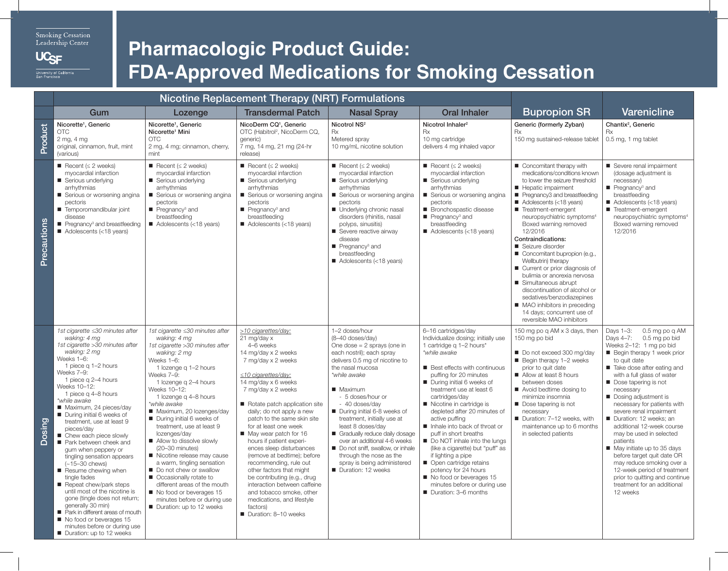Smoking Cessation Leadership Center

UCSF University of California San Francisco

# Pharmacologic Product Guide: FDA-Approved Medications for Smoking Cessation

| | Nicotine Replacement Therapy (NRT) Formulations | | | | | | |
|---|---|---|---|---|---|---|---|
| | **Gum** | **Lozenge** | **Transdermal Patch** | **Nasal Spray** | **Oral Inhaler** | **Bupropion SR** | **Varenicline** |
| **Product** | **Nicorette[1], Generic**<br>OTC<br>2 mg, 4 mg<br>original, cinnamon, fruit, mint (various) | **Nicorette[1], Generic**<br>**Nicorette[1] Mini**<br>OTC<br>2 mg, 4 mg; cinnamon, cherry, mint | **NicoDerm CQ[1], Generic**<br>OTC (Habitrol[2], NicoDerm CQ, generic)<br>7 mg, 14 mg, 21 mg (24-hr release) | **Nicotrol NS[2]**<br>Rx<br>Metered spray<br>10 mg/mL nicotine solution | **Nicotrol Inhaler[2]**<br>Rx<br>10 mg cartridge<br>delivers 4 mg inhaled vapor | **Generic (formerly Zyban)**<br>Rx<br>150 mg sustained-release tablet | **Chantix[2], Generic**<br>Rx<br>0.5 mg, 1 mg tablet |
| **Precautions** | ■ Recent (≤ 2 weeks) myocardial infarction<br>■ Serious underlying arrhythmias<br>■ Serious or worsening angina pectoris<br>■ Temporomandibular joint disease<br>■ Pregnancy[3] and breastfeeding<br>■ Adolescents (<18 years) | ■ Recent (≤ 2 weeks) myocardial infarction<br>■ Serious underlying arrhythmias<br>■ Serious or worsening angina pectoris<br>■ Pregnancy[3] and breastfeeding<br>■ Adolescents (<18 years) | ■ Recent (≤ 2 weeks) myocardial infarction<br>■ Serious underlying arrhythmias<br>■ Serious or worsening angina pectoris<br>■ Pregnancy[3] and breastfeeding<br>■ Adolescents (<18 years) | ■ Recent (≤ 2 weeks) myocardial infarction<br>■ Serious underlying arrhythmias<br>■ Serious or worsening angina pectoris<br>■ Underlying chronic nasal disorders (rhinitis, nasal polyps, sinusitis)<br>■ Severe reactive airway disease<br>■ Pregnancy[3] and breastfeeding<br>■ Adolescents (<18 years) | ■ Recent (≤ 2 weeks) myocardial infarction<br>■ Serious underlying arrhythmias<br>■ Serious or worsening angina pectoris<br>■ Bronchospastic disease<br>■ Pregnancy[3] and breastfeeding<br>■ Adolescents (<18 years) | ■ Concomitant therapy with medications/conditions known to lower the seizure threshold<br>■ Hepatic impairment<br>■ Pregnancy3 and breastfeeding<br>■ Adolescents (<18 years)<br>■ Treatment-emergent neuropsychiatric symptoms[4] Boxed warning removed 12/2016<br>**Contraindications:**<br>■ Seizure disorder<br>■ Concomitant bupropion (e.g., Wellbutrin) therapy<br>■ Current or prior diagnosis of bulimia or anorexia nervosa<br>■ Simultaneous abrupt discontinuation of alcohol or sedatives/benzodiazepines<br>■ MAO inhibitors in preceding 14 days; concurrent use of reversible MAO inhibitors | ■ Severe renal impairment (dosage adjustment is necessary)<br>■ Pregnancy[3] and breastfeeding<br>■ Adolescents (<18 years)<br>■ Treatment-emergent neuropsychiatric symptoms[4] Boxed warning removed 12/2016 |
| **Dosing** | *1st cigarette ≤30 minutes after waking: 4 mg*<br>*1st cigarette >30 minutes after waking: 2 mg*<br>Weeks 1–6: 1 piece q 1–2 hours<br>Weeks 7–9: 1 piece q 2–4 hours<br>Weeks 10–12: 1 piece q 4–8 hours<br>*\*while awake*<br>■ Maximum, 24 pieces/day<br>■ During initial 6 weeks of treatment, use at least 9 pieces/day<br>■ Chew each piece slowly<br>■ Park between cheek and gum when peppery or tingling sensation appears (~15–30 chews)<br>■ Resume chewing when tingle fades<br>■ Repeat chew/park steps until most of the nicotine is gone (tingle does not return; generally 30 min)<br>■ Park in different areas of mouth<br>■ No food or beverages 15 minutes before or during use<br>■ Duration: up to 12 weeks | *1st cigarette ≤30 minutes after waking: 4 mg*<br>*1st cigarette >30 minutes after waking: 2 mg*<br>Weeks 1–6: 1 lozenge q 1–2 hours<br>Weeks 7–9: 1 lozenge q 2–4 hours<br>Weeks 10–12: 1 lozenge q 4–8 hours<br>*\*while awake*<br>■ Maximum, 20 lozenges/day<br>■ During initial 6 weeks of treatment, use at least 9 lozenges/day<br>■ Allow to dissolve slowly (20–30 minutes)<br>■ Nicotine release may cause a warm, tingling sensation<br>■ Do not chew or swallow<br>■ Occasionally rotate to different areas of the mouth<br>■ No food or beverages 15 minutes before or during use<br>■ Duration: up to 12 weeks | *>10 cigarettes/day:*<br>21 mg/day x 4–6 weeks<br>14 mg/day x 2 weeks<br>7 mg/day x 2 weeks<br>*≤10 cigarettes/day:*<br>14 mg/day x 6 weeks<br>7 mg/day x 2 weeks<br>■ Rotate patch application site daily; do not apply a new patch to the same skin site for at least one week<br>■ May wear patch for 16 hours if patient experiences sleep disturbances (remove at bedtime); before recommending, rule out other factors that might be contributing (e.g., drug interaction between caffeine and tobacco smoke, other medications, and lifestyle factors)<br>■ Duration: 8–10 weeks | 1–2 doses/hour (8–40 doses/day)<br>One dose = 2 sprays (one in each nostril); each spray delivers 0.5 mg of nicotine to the nasal mucosa<br>*\*while awake*<br>■ Maximum<br>- 5 doses/hour or<br>- 40 doses/day<br>■ During initial 6-8 weeks of treatment, initially use at least 8 doses/day<br>■ Gradually reduce daily dosage over an additional 4-6 weeks<br>■ Do not sniff, swallow, or inhale through the nose as the spray is being administered<br>■ Duration: 12 weeks | 6–16 cartridges/day<br>Individualize dosing; initially use 1 cartridge q 1–2 hours\*<br>*\*while awake*<br>■ Best effects with continuous puffing for 20 minutes<br>■ During initial 6 weeks of treatment use at least 6 cartridges/day<br>■ Nicotine in cartridge is depleted after 20 minutes of active puffing<br>■ Inhale into back of throat or puff in short breaths<br>■ Do NOT inhale into the lungs (like a cigarette) but "puff" as if lighting a pipe<br>■ Open cartridge retains potency for 24 hours<br>■ No food or beverages 15 minutes before or during use<br>■ Duration: 3–6 months | 150 mg po q AM x 3 days, then 150 mg po bid<br>■ Do not exceed 300 mg/day<br>■ Begin therapy 1–2 weeks prior to quit date<br>■ Allow at least 8 hours between doses<br>■ Avoid bedtime dosing to minimize insomnia<br>■ Dose tapering is not necessary<br>■ Duration: 7–12 weeks, with maintenance up to 6 months in selected patients | Days 1–3: 0.5 mg po q AM<br>Days 4–7: 0.5 mg po bid<br>Weeks 2–12: 1 mg po bid<br>■ Begin therapy 1 week prior to quit date<br>■ Take dose after eating and with a full glass of water<br>■ Dose tapering is not necessary<br>■ Dosing adjustment is necessary for patients with severe renal impairment<br>■ Duration: 12 weeks; an additional 12-week course may be used in selected patients<br>■ May initiate up to 35 days before target quit date OR may reduce smoking over a 12-week period of treatment prior to quitting and continue treatment for an additional 12 weeks |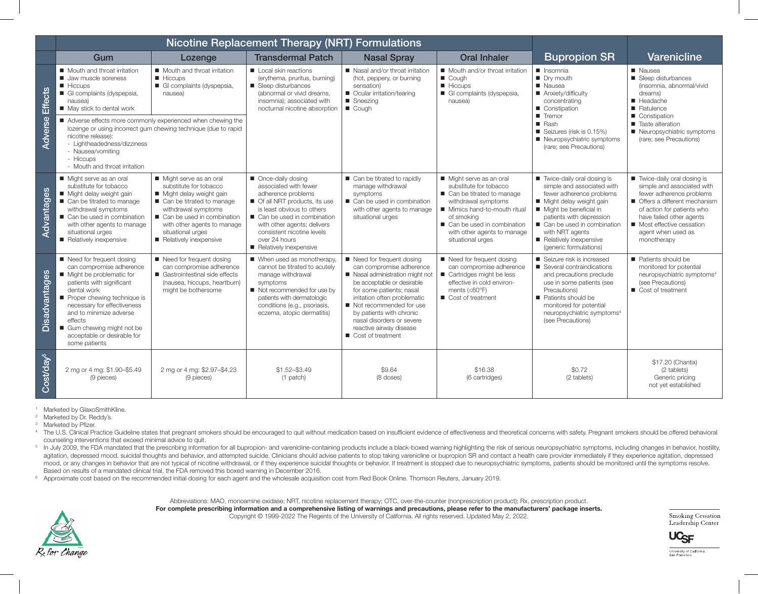| | Nicotine Replacement Therapy (NRT) Formulations | | | | | | |
|---|---|---|---|---|---|---|---|
| | **Gum** | **Lozenge** | **Transdermal Patch** | **Nasal Spray** | **Oral Inhaler** | **Bupropion SR** | **Varenicline** |
| **Adverse Effects** | ■ Mouth and throat irritation<br>■ Jaw muscle soreness<br>■ Hiccups<br>■ GI complaints (dyspepsia, nausea)<br>■ May stick to dental work<br>■ Adverse effects more commonly experienced when chewing the lozenge or using incorrect gum chewing technique (due to rapid nicotine release):<br>- Lightheadedness/dizziness<br>- Nausea/vomiting<br>- Hiccups<br>- Mouth and throat irritation | ■ Mouth and throat irritation<br>■ Hiccups<br>■ GI complaints (dyspepsia, nausea) | ■ Local skin reactions (erythema, pruritus, burning)<br>■ Sleep disturbances (abnormal or vivid dreams, insomnia); associated with nocturnal nicotine absorption | ■ Nasal and/or throat irritation (hot, peppery, or burning sensation)<br>■ Ocular irritation/tearing<br>■ Sneezing<br>■ Cough | ■ Mouth and/or throat irritation<br>■ Cough<br>■ Hiccups<br>■ GI complaints (dyspepsia, nausea) | ■ Insomnia<br>■ Dry mouth<br>■ Nausea<br>■ Anxiety/difficulty concentrating<br>■ Constipation<br>■ Tremor<br>■ Rash<br>■ Seizures (risk is 0.15%)<br>■ Neuropsychiatric symptoms (rare; see Precautions) | ■ Nausea<br>■ Sleep disturbances (insomnia, abnormal/vivid dreams)<br>■ Headache<br>■ Flatulence<br>■ Constipation<br>■ Taste alteration<br>■ Neuropsychiatric symptoms (rare; see Precautions) |
| **Advantages** | ■ Might serve as an oral substitute for tobacco<br>■ Might delay weight gain<br>■ Can be titrated to manage withdrawal symptoms<br>■ Can be used in combination with other agents to manage situational urges<br>■ Relatively inexpensive | ■ Might serve as an oral substitute for tobacco<br>■ Might delay weight gain<br>■ Can be titrated to manage withdrawal symptoms<br>■ Can be used in combination with other agents to manage situational urges<br>■ Relatively inexpensive | ■ Once-daily dosing associated with fewer adherence problems<br>■ Of all NRT products, its use is least obvious to others<br>■ Can be used in combination with other agents; delivers consistent nicotine levels over 24 hours<br>■ Relatively inexpensive | ■ Can be titrated to rapidly manage withdrawal symptoms<br>■ Can be used in combination with other agents to manage situational urges | ■ Might serve as an oral substitute for tobacco<br>■ Can be titrated to manage withdrawal symptoms<br>■ Mimics hand-to-mouth ritual of smoking<br>■ Can be used in combination with other agents to manage situational urges | ■ Twice-daily oral dosing is simple and associated with fewer adherence problems<br>■ Might delay weight gain<br>■ Might be beneficial in patients with depression<br>■ Can be used in combination with NRT agents<br>■ Relatively inexpensive (generic formulations) | ■ Twice-daily oral dosing is simple and associated with fewer adherence problems<br>■ Offers a different mechanism of action for patients who have failed other agents<br>■ Most effective cessation agent when used as monotherapy |
| **Disadvantages** | ■ Need for frequent dosing can compromise adherence<br>■ Might be problematic for patients with significant dental work<br>■ Proper chewing technique is necessary for effectiveness and to minimize adverse effects<br>■ Gum chewing might not be acceptable or desirable for some patients | ■ Need for frequent dosing can compromise adherence<br>■ Gastrointestinal side effects (nausea, hiccups, heartburn) might be bothersome | ■ When used as monotherapy, cannot be titrated to acutely manage withdrawal symptoms<br>■ Not recommended for use by patients with dermatologic conditions (e.g., psoriasis, eczema, atopic dermatitis) | ■ Need for frequent dosing can compromise adherence<br>■ Nasal administration might not be acceptable or desirable for some patients; nasal irritation often problematic<br>■ Not recommended for use by patients with chronic nasal disorders or severe reactive airway disease<br>■ Cost of treatment | ■ Need for frequent dosing can compromise adherence<br>■ Cartridges might be less effective in cold environments (≤60°F)<br>■ Cost of treatment | ■ Seizure risk is increased<br>■ Several contraindications and precautions preclude use in some patients (see Precautions)<br>■ Patients should be monitored for potential neuropsychiatric symptoms[4] (see Precautions) | ■ Patients should be monitored for potential neuropsychiatric symptoms[4] (see Precautions)<br>■ Cost of treatment |
| **Cost/day[5]** | 2 mg or 4 mg: $1.90–$5.49 (9 pieces) | 2 mg or 4 mg: $2.97–$4.23 (9 pieces) | $1.52–$3.49 (1 patch) | $9.64 (8 doses) | $16.38 (6 cartridges) | $0.72 (2 tablets) | $17.20 (Chantix) (2 tablets) Generic pricing not yet established |

[1] Marketed by GlaxoSmithKline.
[2] Marketed by Dr. Reddy's.
[3] Marketed by Pfizer.
[4] The U.S. Clinical Practice Guideline states that pregnant smokers should be encouraged to quit without medication based on insufficient evidence of effectiveness and theoretical concerns with safety. Pregnant smokers should be offered behavioral counseling interventions that exceed minimal advice to quit.
[5] In July 2009, the FDA mandated that the prescribing information for all bupropion- and varenicline-containing products include a black-boxed warning highlighting the risk of serious neuropsychiatric symptoms, including changes in behavior, hostility, agitation, depressed mood, suicidal thoughts and behavior, and attempted suicide. Clinicians should advise patients to stop taking varenicline or bupropion SR and contact a health care provider immediately if they experience agitation, depressed mood, or any changes in behavior that are not typical of nicotine withdrawal, or if they experience suicidal thoughts or behavior. If treatment is stopped due to neuropsychiatric symptoms, patients should be monitored until the symptoms resolve. Based on results of a mandated clinical trial, the FDA removed this boxed warning in December 2016.
[6] Approximate cost based on the recommended initial dosing for each agent and the wholesale acquisition cost from Red Book Online. Thomson Reuters, January 2019.

Abbreviations: MAO, monoamine oxidase; NRT, nicotine replacement therapy; OTC, over-the-counter (nonprescription product); Rx, prescription product.

**For complete prescribing information and a comprehensive listing of warnings and precautions, please refer to the manufacturers' package inserts.**

Copyright © 1999-2022 The Regents of the University of California. All rights reserved. Updated May 2, 2022.

Rx for Change

Smoking Cessation Leadership Center

UCSF University of California San Francisco